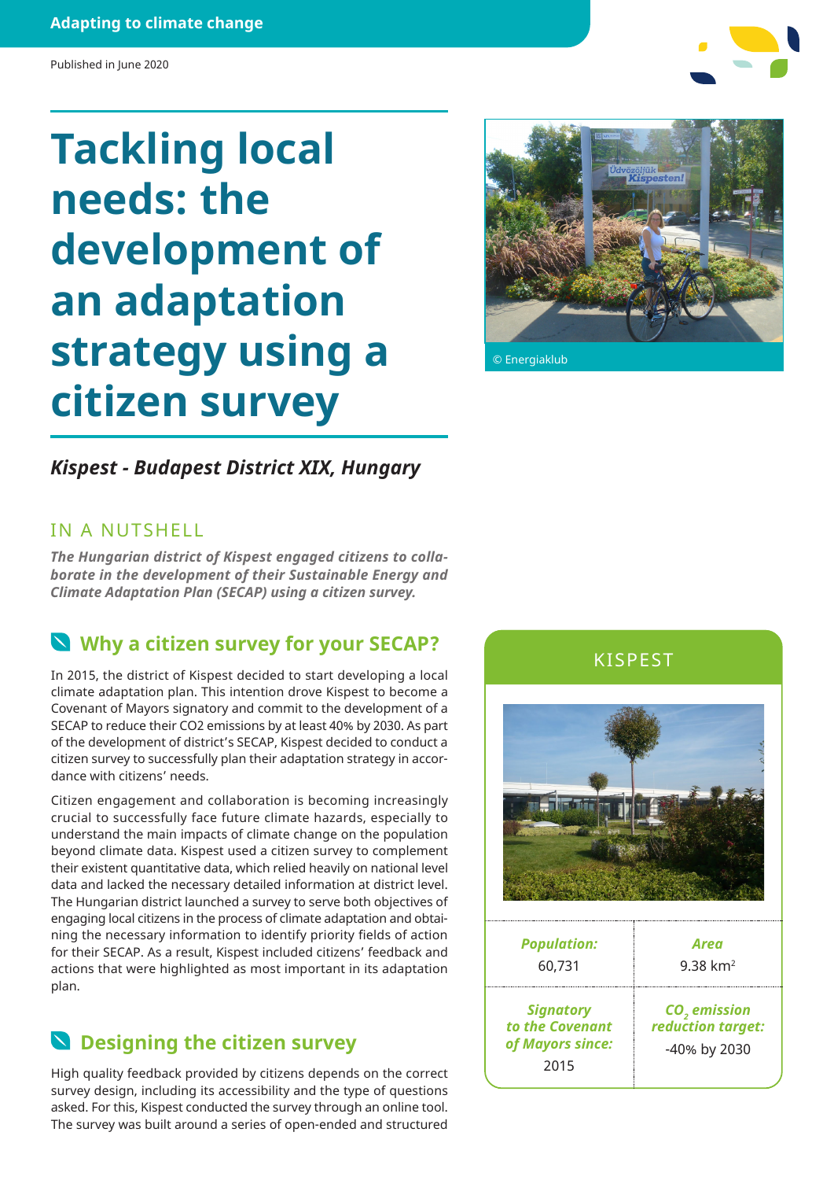Adapting to climate change

Published in June 2020

# Tackling local needs: the development of an adaptation strategy using a citizen survey

© Energiaklub

### *Kispest - Budapest District XIX, Hungary*

## IN A NUTSHELL

***The Hungarian district of Kispest engaged citizens to collaborate in the development of their Sustainable Energy and Climate Adaptation Plan (SECAP) using a citizen survey.***

## Why a citizen survey for your SECAP?

In 2015, the district of Kispest decided to start developing a local climate adaptation plan. This intention drove Kispest to become a Covenant of Mayors signatory and commit to the development of a SECAP to reduce their CO2 emissions by at least 40% by 2030. As part of the development of district's SECAP, Kispest decided to conduct a citizen survey to successfully plan their adaptation strategy in accordance with citizens' needs.

Citizen engagement and collaboration is becoming increasingly crucial to successfully face future climate hazards, especially to understand the main impacts of climate change on the population beyond climate data. Kispest used a citizen survey to complement their existent quantitative data, which relied heavily on national level data and lacked the necessary detailed information at district level. The Hungarian district launched a survey to serve both objectives of engaging local citizens in the process of climate adaptation and obtaining the necessary information to identify priority fields of action for their SECAP. As a result, Kispest included citizens' feedback and actions that were highlighted as most important in its adaptation plan.

## KISPEST

| *Population:* | *Area* |
|---|---|
| 60,731 | 9.38 km$^2$ |
| ***Signatory to the Covenant of Mayors since:*** 2015 | ***$CO_2$ emission reduction target:*** -40% by 2030 |

## Designing the citizen survey

High quality feedback provided by citizens depends on the correct survey design, including its accessibility and the type of questions asked. For this, Kispest conducted the survey through an online tool. The survey was built around a series of open-ended and structured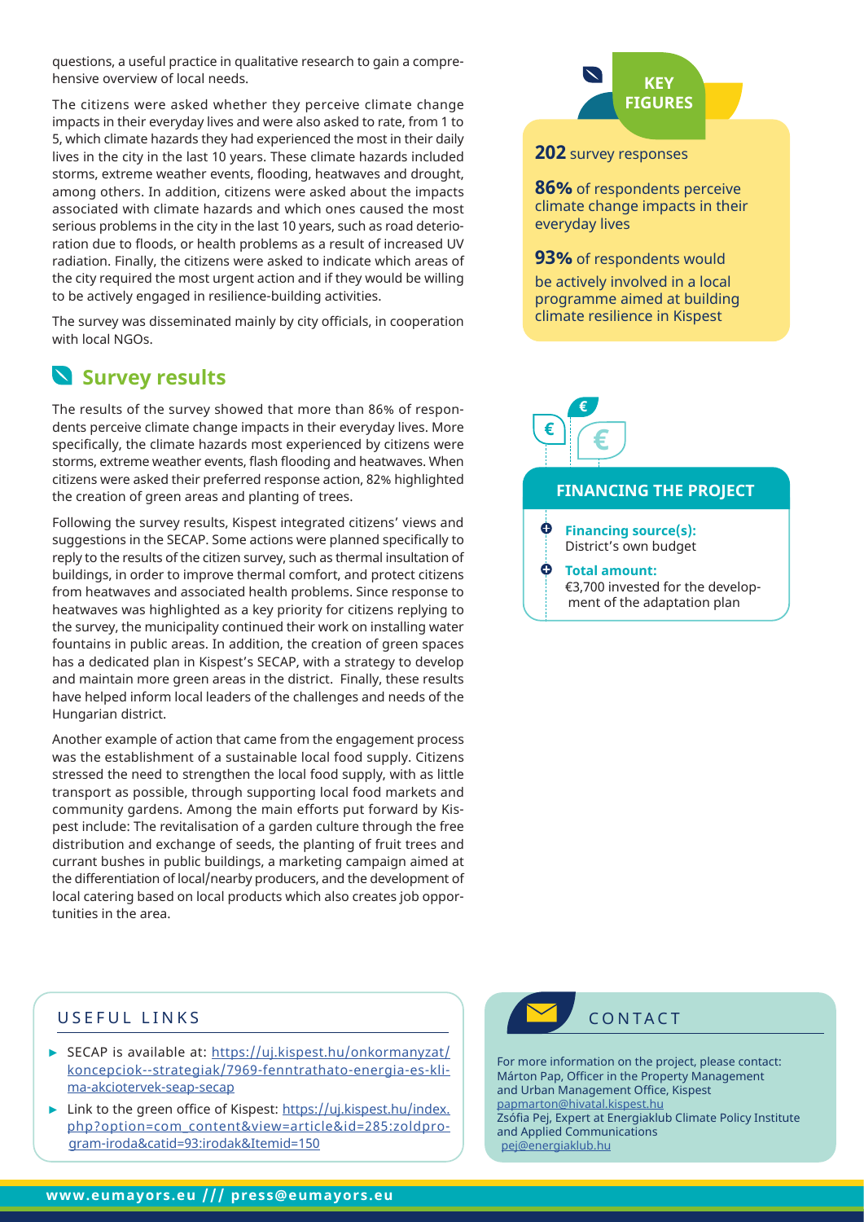questions, a useful practice in qualitative research to gain a comprehensive overview of local needs.

The citizens were asked whether they perceive climate change impacts in their everyday lives and were also asked to rate, from 1 to 5, which climate hazards they had experienced the most in their daily lives in the city in the last 10 years. These climate hazards included storms, extreme weather events, flooding, heatwaves and drought, among others. In addition, citizens were asked about the impacts associated with climate hazards and which ones caused the most serious problems in the city in the last 10 years, such as road deterioration due to floods, or health problems as a result of increased UV radiation. Finally, the citizens were asked to indicate which areas of the city required the most urgent action and if they would be willing to be actively engaged in resilience-building activities.

The survey was disseminated mainly by city officials, in cooperation with local NGOs.

## Survey results

The results of the survey showed that more than 86% of respondents perceive climate change impacts in their everyday lives. More specifically, the climate hazards most experienced by citizens were storms, extreme weather events, flash flooding and heatwaves. When citizens were asked their preferred response action, 82% highlighted the creation of green areas and planting of trees.

Following the survey results, Kispest integrated citizens' views and suggestions in the SECAP. Some actions were planned specifically to reply to the results of the citizen survey, such as thermal insultation of buildings, in order to improve thermal comfort, and protect citizens from heatwaves and associated health problems. Since response to heatwaves was highlighted as a key priority for citizens replying to the survey, the municipality continued their work on installing water fountains in public areas. In addition, the creation of green spaces has a dedicated plan in Kispest's SECAP, with a strategy to develop and maintain more green areas in the district. Finally, these results have helped inform local leaders of the challenges and needs of the Hungarian district.

Another example of action that came from the engagement process was the establishment of a sustainable local food supply. Citizens stressed the need to strengthen the local food supply, with as little transport as possible, through supporting local food markets and community gardens. Among the main efforts put forward by Kispest include: The revitalisation of a garden culture through the free distribution and exchange of seeds, the planting of fruit trees and currant bushes in public buildings, a marketing campaign aimed at the differentiation of local/nearby producers, and the development of local catering based on local products which also creates job opportunities in the area.

### KEY FIGURES

**202** survey responses

**86%** of respondents perceive climate change impacts in their everyday lives

**93%** of respondents would be actively involved in a local programme aimed at building climate resilience in Kispest

### FINANCING THE PROJECT

- **Financing source(s):** District's own budget
- **Total amount:** €3,700 invested for the development of the adaptation plan

### USEFUL LINKS

- SECAP is available at: https://uj.kispest.hu/onkormanyzat/koncepciok--strategiak/7969-fenntrathato-energia-es-klima-akciotervek-seap-secap
- Link to the green office of Kispest: https://uj.kispest.hu/index.php?option=com_content&view=article&id=285:zoldprogram-iroda&catid=93:irodak&Itemid=150

### CONTACT

For more information on the project, please contact:
Márton Pap, Officer in the Property Management and Urban Management Office, Kispest
papmarton@hivatal.kispest.hu
Zsófia Pej, Expert at Energiaklub Climate Policy Institute and Applied Communications
pej@energiaklub.hu

www.eumayors.eu /// press@eumayors.eu